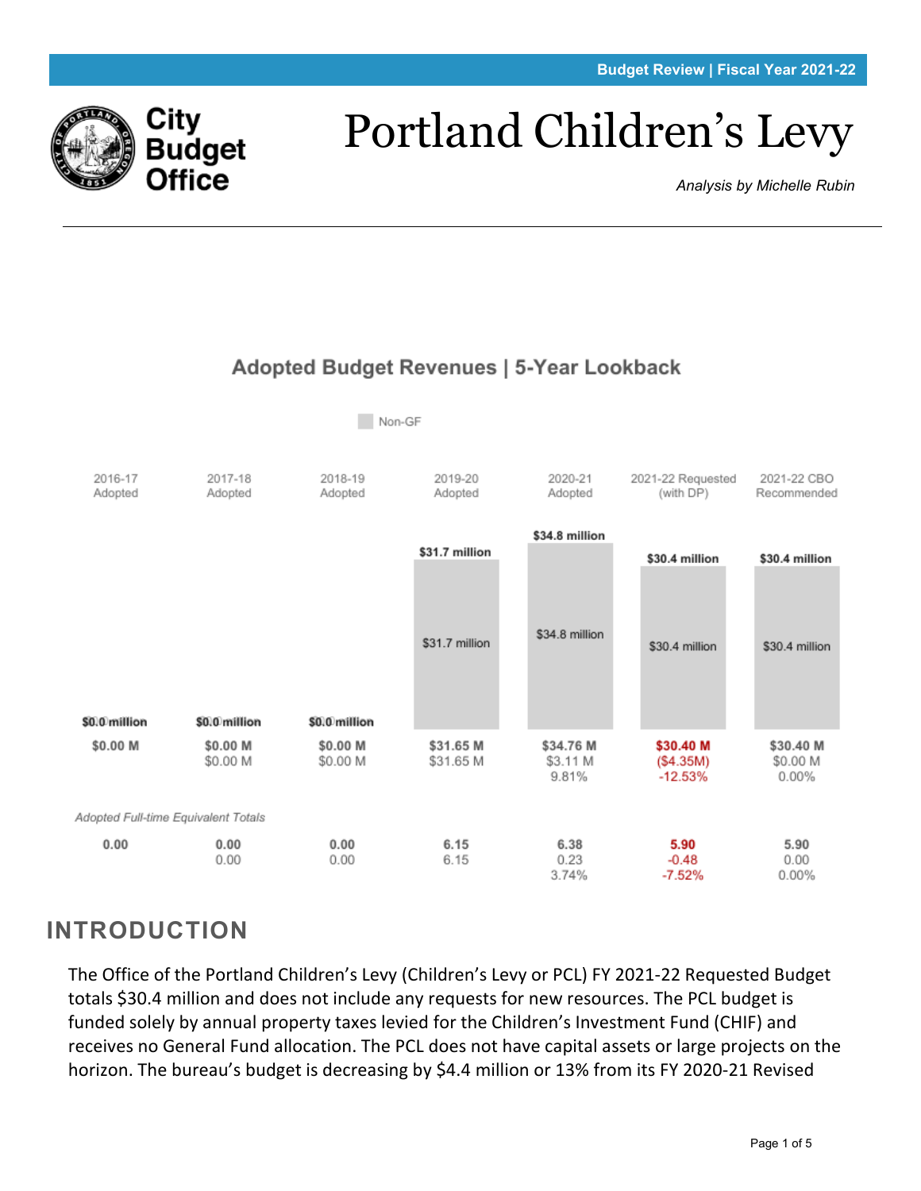Budget Review | Fiscal Year 2021-22

City Budget Office

# Portland Children's Levy

*Analysis by Michelle Rubin*

## Adopted Budget Revenues | 5-Year Lookback

Non-GF

| | 2016-17 Adopted | 2017-18 Adopted | 2018-19 Adopted | 2019-20 Adopted | 2020-21 Adopted | 2021-22 Requested (with DP) | 2021-22 CBO Recommended |
|---|---|---|---|---|---|---|---|
| Total | $0.0 million | $0.0 million | $0.0 million | $31.7 million | $34.8 million | $30.4 million | $30.4 million |
| Non-GF | | | | $31.7 million | $34.8 million | $30.4 million | $30.4 million |
| Amount | $0.00 M | $0.00 M | $0.00 M | $31.65 M | $34.76 M | $30.40 M | $30.40 M |
| Change | | $0.00 M | $0.00 M | $31.65 M | $3.11 M | ($4.35M) | $0.00 M |
| % Change | | | | | 9.81% | -12.53% | 0.00% |

*Adopted Full-time Equivalent Totals*

| | 2016-17 Adopted | 2017-18 Adopted | 2018-19 Adopted | 2019-20 Adopted | 2020-21 Adopted | 2021-22 Requested (with DP) | 2021-22 CBO Recommended |
|---|---|---|---|---|---|---|---|
| FTE | 0.00 | 0.00 | 0.00 | 6.15 | 6.38 | 5.90 | 5.90 |
| Change | | 0.00 | 0.00 | 6.15 | 0.23 | -0.48 | 0.00 |
| % Change | | | | | 3.74% | -7.52% | 0.00% |

## INTRODUCTION

The Office of the Portland Children's Levy (Children's Levy or PCL) FY 2021-22 Requested Budget totals $30.4 million and does not include any requests for new resources. The PCL budget is funded solely by annual property taxes levied for the Children's Investment Fund (CHIF) and receives no General Fund allocation. The PCL does not have capital assets or large projects on the horizon. The bureau's budget is decreasing by $4.4 million or 13% from its FY 2020-21 Revised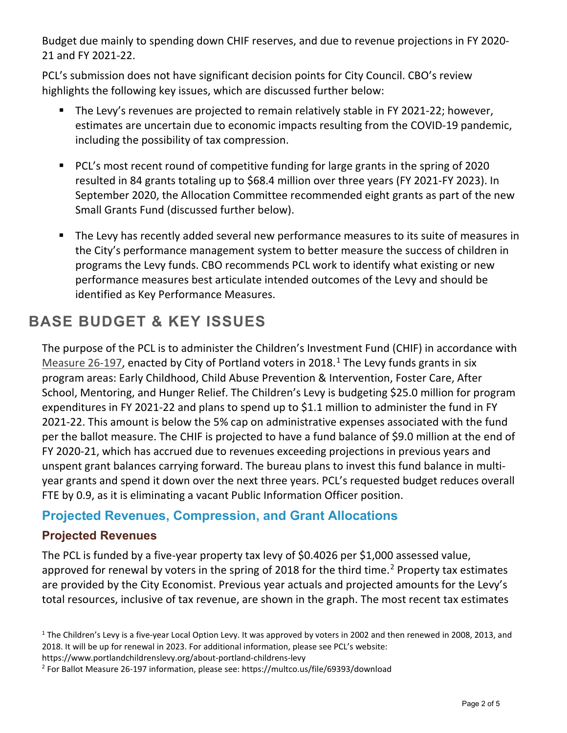Budget due mainly to spending down CHIF reserves, and due to revenue projections in FY 2020-21 and FY 2021-22.

PCL's submission does not have significant decision points for City Council. CBO's review highlights the following key issues, which are discussed further below:

- The Levy's revenues are projected to remain relatively stable in FY 2021-22; however, estimates are uncertain due to economic impacts resulting from the COVID-19 pandemic, including the possibility of tax compression.
- PCL's most recent round of competitive funding for large grants in the spring of 2020 resulted in 84 grants totaling up to $68.4 million over three years (FY 2021-FY 2023). In September 2020, the Allocation Committee recommended eight grants as part of the new Small Grants Fund (discussed further below).
- The Levy has recently added several new performance measures to its suite of measures in the City's performance management system to better measure the success of children in programs the Levy funds. CBO recommends PCL work to identify what existing or new performance measures best articulate intended outcomes of the Levy and should be identified as Key Performance Measures.

# BASE BUDGET & KEY ISSUES

The purpose of the PCL is to administer the Children's Investment Fund (CHIF) in accordance with Measure 26-197, enacted by City of Portland voters in 2018.[1] The Levy funds grants in six program areas: Early Childhood, Child Abuse Prevention & Intervention, Foster Care, After School, Mentoring, and Hunger Relief. The Children's Levy is budgeting $25.0 million for program expenditures in FY 2021-22 and plans to spend up to $1.1 million to administer the fund in FY 2021-22. This amount is below the 5% cap on administrative expenses associated with the fund per the ballot measure. The CHIF is projected to have a fund balance of $9.0 million at the end of FY 2020-21, which has accrued due to revenues exceeding projections in previous years and unspent grant balances carrying forward. The bureau plans to invest this fund balance in multi-year grants and spend it down over the next three years. PCL's requested budget reduces overall FTE by 0.9, as it is eliminating a vacant Public Information Officer position.

## Projected Revenues, Compression, and Grant Allocations

### Projected Revenues

The PCL is funded by a five-year property tax levy of $0.4026 per $1,000 assessed value, approved for renewal by voters in the spring of 2018 for the third time.[2] Property tax estimates are provided by the City Economist. Previous year actuals and projected amounts for the Levy's total resources, inclusive of tax revenue, are shown in the graph. The most recent tax estimates

[1] The Children's Levy is a five-year Local Option Levy. It was approved by voters in 2002 and then renewed in 2008, 2013, and 2018. It will be up for renewal in 2023. For additional information, please see PCL's website: https://www.portlandchildrenslevy.org/about-portland-childrens-levy

[2] For Ballot Measure 26-197 information, please see: https://multco.us/file/69393/download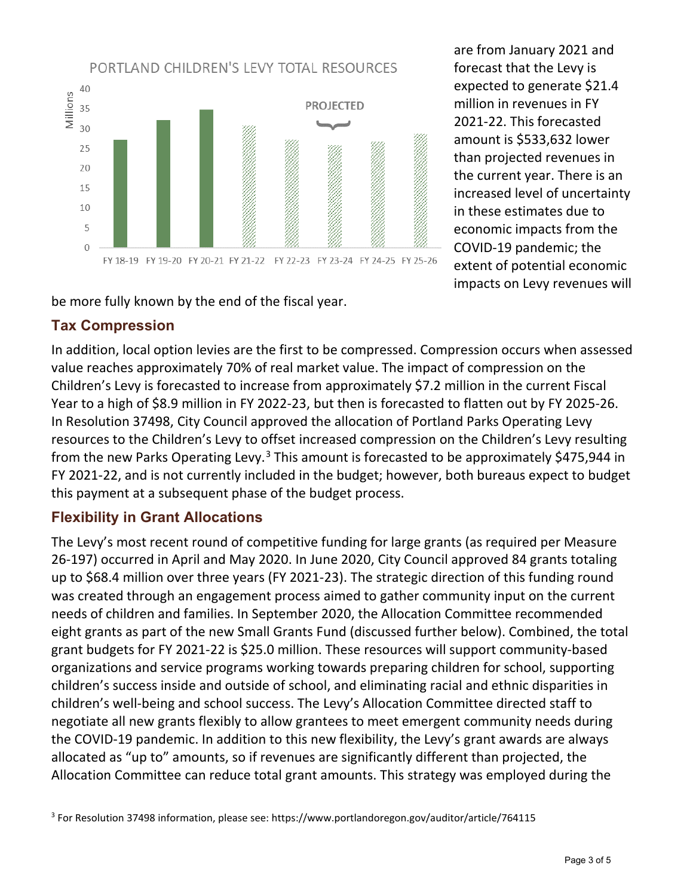are from January 2021 and forecast that the Levy is expected to generate $21.4 million in revenues in FY 2021-22. This forecasted amount is $533,632 lower than projected revenues in the current year. There is an increased level of uncertainty in these estimates due to economic impacts from the COVID-19 pandemic; the extent of potential economic impacts on Levy revenues will be more fully known by the end of the fiscal year.

## Tax Compression

In addition, local option levies are the first to be compressed. Compression occurs when assessed value reaches approximately 70% of real market value. The impact of compression on the Children's Levy is forecasted to increase from approximately $7.2 million in the current Fiscal Year to a high of $8.9 million in FY 2022-23, but then is forecasted to flatten out by FY 2025-26. In Resolution 37498, City Council approved the allocation of Portland Parks Operating Levy resources to the Children's Levy to offset increased compression on the Children's Levy resulting from the new Parks Operating Levy.[3] This amount is forecasted to be approximately $475,944 in FY 2021-22, and is not currently included in the budget; however, both bureaus expect to budget this payment at a subsequent phase of the budget process.

## Flexibility in Grant Allocations

The Levy's most recent round of competitive funding for large grants (as required per Measure 26-197) occurred in April and May 2020. In June 2020, City Council approved 84 grants totaling up to $68.4 million over three years (FY 2021-23). The strategic direction of this funding round was created through an engagement process aimed to gather community input on the current needs of children and families. In September 2020, the Allocation Committee recommended eight grants as part of the new Small Grants Fund (discussed further below). Combined, the total grant budgets for FY 2021-22 is $25.0 million. These resources will support community-based organizations and service programs working towards preparing children for school, supporting children's success inside and outside of school, and eliminating racial and ethnic disparities in children's well-being and school success. The Levy's Allocation Committee directed staff to negotiate all new grants flexibly to allow grantees to meet emergent community needs during the COVID-19 pandemic. In addition to this new flexibility, the Levy's grant awards are always allocated as "up to" amounts, so if revenues are significantly different than projected, the Allocation Committee can reduce total grant amounts. This strategy was employed during the

[3] For Resolution 37498 information, please see: https://www.portlandoregon.gov/auditor/article/764115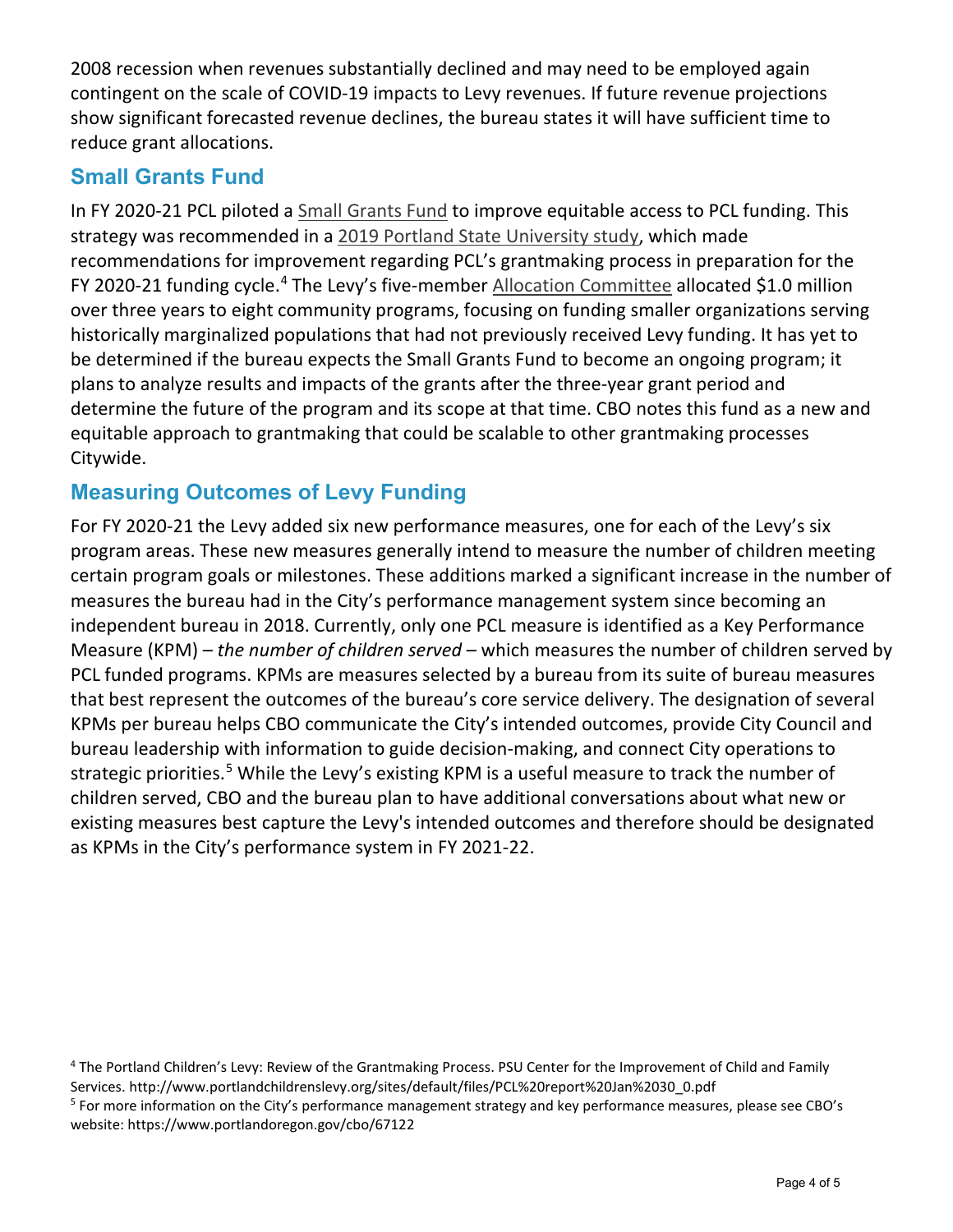2008 recession when revenues substantially declined and may need to be employed again contingent on the scale of COVID-19 impacts to Levy revenues. If future revenue projections show significant forecasted revenue declines, the bureau states it will have sufficient time to reduce grant allocations.

## Small Grants Fund

In FY 2020-21 PCL piloted a Small Grants Fund to improve equitable access to PCL funding. This strategy was recommended in a 2019 Portland State University study, which made recommendations for improvement regarding PCL's grantmaking process in preparation for the FY 2020-21 funding cycle.[4] The Levy's five-member Allocation Committee allocated $1.0 million over three years to eight community programs, focusing on funding smaller organizations serving historically marginalized populations that had not previously received Levy funding. It has yet to be determined if the bureau expects the Small Grants Fund to become an ongoing program; it plans to analyze results and impacts of the grants after the three-year grant period and determine the future of the program and its scope at that time. CBO notes this fund as a new and equitable approach to grantmaking that could be scalable to other grantmaking processes Citywide.

## Measuring Outcomes of Levy Funding

For FY 2020-21 the Levy added six new performance measures, one for each of the Levy's six program areas. These new measures generally intend to measure the number of children meeting certain program goals or milestones. These additions marked a significant increase in the number of measures the bureau had in the City's performance management system since becoming an independent bureau in 2018. Currently, only one PCL measure is identified as a Key Performance Measure (KPM) – *the number of children served* – which measures the number of children served by PCL funded programs. KPMs are measures selected by a bureau from its suite of bureau measures that best represent the outcomes of the bureau's core service delivery. The designation of several KPMs per bureau helps CBO communicate the City's intended outcomes, provide City Council and bureau leadership with information to guide decision-making, and connect City operations to strategic priorities.[5] While the Levy's existing KPM is a useful measure to track the number of children served, CBO and the bureau plan to have additional conversations about what new or existing measures best capture the Levy's intended outcomes and therefore should be designated as KPMs in the City's performance system in FY 2021-22.

[4] The Portland Children's Levy: Review of the Grantmaking Process. PSU Center for the Improvement of Child and Family Services. http://www.portlandchildrenslevy.org/sites/default/files/PCL%20report%20Jan%2030_0.pdf

[5] For more information on the City's performance management strategy and key performance measures, please see CBO's website: https://www.portlandoregon.gov/cbo/67122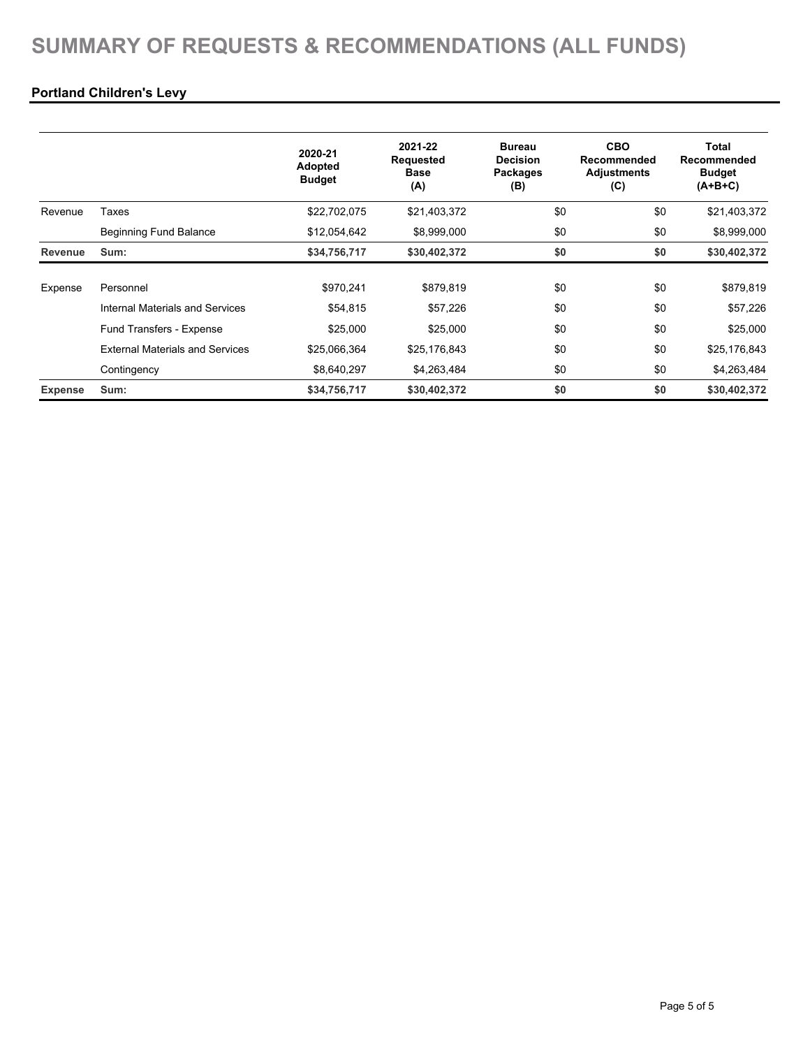# SUMMARY OF REQUESTS & RECOMMENDATIONS (ALL FUNDS)

**Portland Children's Levy**

| | | 2020-21 Adopted Budget | 2021-22 Requested Base (A) | Bureau Decision Packages (B) | CBO Recommended Adjustments (C) | Total Recommended Budget (A+B+C) |
|---|---|---|---|---|---|---|
| Revenue | Taxes | $22,702,075 | $21,403,372 | $0 | $0 | $21,403,372 |
| | Beginning Fund Balance | $12,054,642 | $8,999,000 | $0 | $0 | $8,999,000 |
| **Revenue** | **Sum:** | **$34,756,717** | **$30,402,372** | **$0** | **$0** | **$30,402,372** |
| Expense | Personnel | $970,241 | $879,819 | $0 | $0 | $879,819 |
| | Internal Materials and Services | $54,815 | $57,226 | $0 | $0 | $57,226 |
| | Fund Transfers - Expense | $25,000 | $25,000 | $0 | $0 | $25,000 |
| | External Materials and Services | $25,066,364 | $25,176,843 | $0 | $0 | $25,176,843 |
| | Contingency | $8,640,297 | $4,263,484 | $0 | $0 | $4,263,484 |
| **Expense** | **Sum:** | **$34,756,717** | **$30,402,372** | **$0** | **$0** | **$30,402,372** |